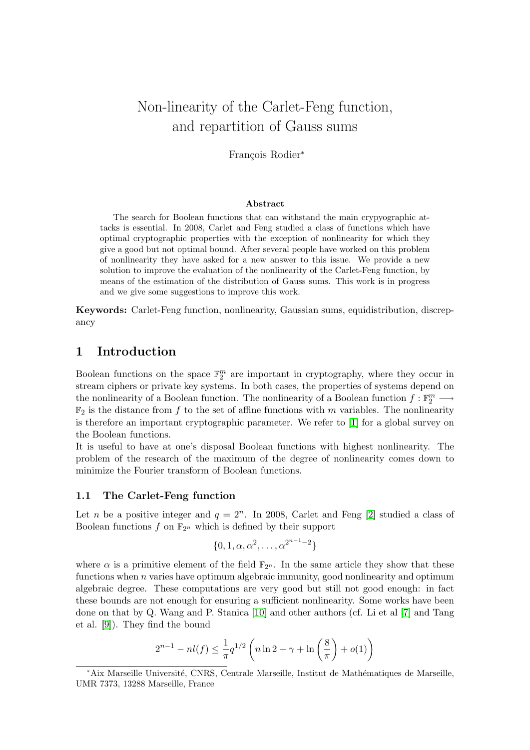# Non-linearity of the Carlet-Feng function, and repartition of Gauss sums

François Rodier*

### Abstract

The search for Boolean functions that can withstand the main crypyographic attacks is essential. In 2008, Carlet and Feng studied a class of functions which have optimal cryptographic properties with the exception of nonlinearity for which they give a good but not optimal bound. After several people have worked on this problem of nonlinearity they have asked for a new answer to this issue. We provide a new solution to improve the evaluation of the nonlinearity of the Carlet-Feng function, by means of the estimation of the distribution of Gauss sums. This work is in progress and we give some suggestions to improve this work.

**Keywords:** Carlet-Feng function, nonlinearity, Gaussian sums, equidistribution, discrepancy

## 1 Introduction

Boolean functions on the space $\mathbb{F}_2^m$ are important in cryptography, where they occur in stream ciphers or private key systems. In both cases, the properties of systems depend on the nonlinearity of a Boolean function. The nonlinearity of a Boolean function $f : \mathbb{F}_2^m \longrightarrow \mathbb{F}_2$ is the distance from $f$ to the set of affine functions with $m$ variables. The nonlinearity is therefore an important cryptographic parameter. We refer to [1] for a global survey on the Boolean functions.

It is useful to have at one's disposal Boolean functions with highest nonlinearity. The problem of the research of the maximum of the degree of nonlinearity comes down to minimize the Fourier transform of Boolean functions.

### 1.1 The Carlet-Feng function

Let $n$ be a positive integer and $q = 2^n$. In 2008, Carlet and Feng [2] studied a class of Boolean functions $f$ on $\mathbb{F}_{2^n}$ which is defined by their support

$$\{0, 1, \alpha, \alpha^2, \ldots, \alpha^{2^{n-1}-2}\}$$

where $\alpha$ is a primitive element of the field $\mathbb{F}_{2^n}$. In the same article they show that these functions when $n$ varies have optimum algebraic immunity, good nonlinearity and optimum algebraic degree. These computations are very good but still not good enough: in fact these bounds are not enough for ensuring a sufficient nonlinearity. Some works have been done on that by Q. Wang and P. Stanica [10] and other authors (cf. Li et al [7] and Tang et al. [9]). They find the bound

$$2^{n-1} - nl(f) \leq \frac{1}{\pi} q^{1/2} \left( n \ln 2 + \gamma + \ln\left(\frac{8}{\pi}\right) + o(1) \right)$$

*Aix Marseille Université, CNRS, Centrale Marseille, Institut de Mathématiques de Marseille, UMR 7373, 13288 Marseille, France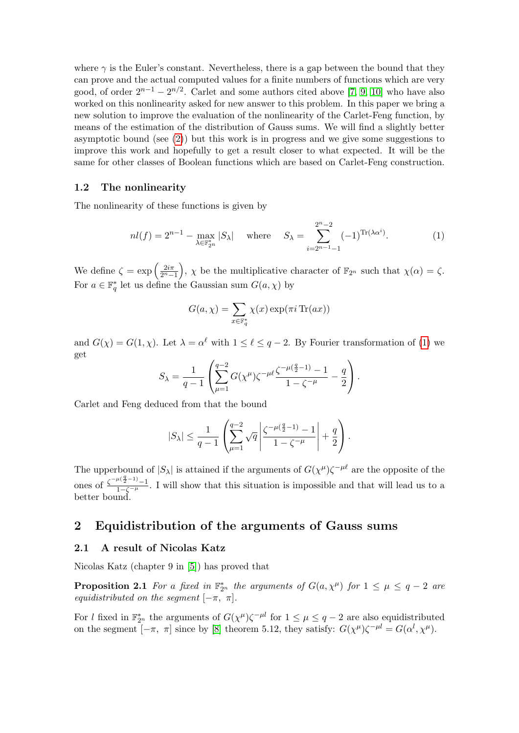where $\gamma$ is the Euler's constant. Nevertheless, there is a gap between the bound that they can prove and the actual computed values for a finite numbers of functions which are very good, of order $2^{n-1} - 2^{n/2}$. Carlet and some authors cited above [7, 9, 10] who have also worked on this nonlinearity asked for new answer to this problem. In this paper we bring a new solution to improve the evaluation of the nonlinearity of the Carlet-Feng function, by means of the estimation of the distribution of Gauss sums. We will find a slightly better asymptotic bound (see (2)) but this work is in progress and we give some suggestions to improve this work and hopefully to get a result closer to what expected. It will be the same for other classes of Boolean functions which are based on Carlet-Feng construction.

### 1.2 The nonlinearity

The nonlinearity of these functions is given by

$$nl(f) = 2^{n-1} - \max_{\lambda \in \mathbb{F}_{2^n}^*} |S_\lambda| \quad \text{where} \quad S_\lambda = \sum_{i=2^{n-1}-1}^{2^n-2} (-1)^{\mathrm{Tr}(\lambda\alpha^i)}. \tag{1}$$

We define $\zeta = \exp\left(\frac{2i\pi}{2^n-1}\right)$, $\chi$ be the multiplicative character of $\mathbb{F}_{2^n}$ such that $\chi(\alpha) = \zeta$. For $a \in \mathbb{F}_q^*$ let us define the Gaussian sum $G(a, \chi)$ by

$$G(a, \chi) = \sum_{x \in \mathbb{F}_q^*} \chi(x) \exp(\pi i \, \mathrm{Tr}(ax))$$

and $G(\chi) = G(1, \chi)$. Let $\lambda = \alpha^\ell$ with $1 \le \ell \le q-2$. By Fourier transformation of (1) we get

$$S_\lambda = \frac{1}{q-1}\left(\sum_{\mu=1}^{q-2} G(\chi^\mu)\zeta^{-\mu\ell}\frac{\zeta^{-\mu(\frac{q}{2}-1)} - 1}{1 - \zeta^{-\mu}} - \frac{q}{2}\right).$$

Carlet and Feng deduced from that the bound

$$|S_\lambda| \le \frac{1}{q-1}\left(\sum_{\mu=1}^{q-2} \sqrt{q}\left|\frac{\zeta^{-\mu(\frac{q}{2}-1)} - 1}{1 - \zeta^{-\mu}}\right| + \frac{q}{2}\right).$$

The upperbound of $|S_\lambda|$ is attained if the arguments of $G(\chi^\mu)\zeta^{-\mu\ell}$ are the opposite of the ones of $\frac{\zeta^{-\mu(\frac{q}{2}-1)}-1}{1-\zeta^{-\mu}}$. I will show that this situation is impossible and that will lead us to a better bound.

## 2 Equidistribution of the arguments of Gauss sums

### 2.1 A result of Nicolas Katz

Nicolas Katz (chapter 9 in [5]) has proved that

**Proposition 2.1** *For a fixed in $\mathbb{F}_{2^n}^*$ the arguments of $G(a, \chi^\mu)$ for $1 \le \mu \le q-2$ are equidistributed on the segment $[-\pi, \ \pi]$.*

For $l$ fixed in $\mathbb{F}_{2^n}^*$ the arguments of $G(\chi^\mu)\zeta^{-\mu l}$ for $1 \le \mu \le q-2$ are also equidistributed on the segment $[-\pi, \ \pi]$ since by [8] theorem 5.12, they satisfy: $G(\chi^\mu)\zeta^{-\mu l} = G(\alpha^l, \chi^\mu)$.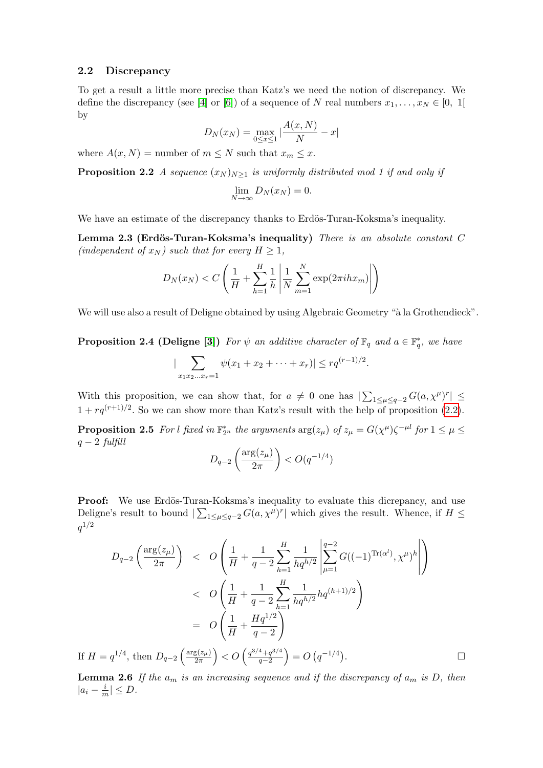### 2.2 Discrepancy

To get a result a little more precise than Katz's we need the notion of discrepancy. We define the discrepancy (see [4] or [6]) of a sequence of $N$ real numbers $x_1, \ldots, x_N \in [0,\ 1[$ by

$$D_N(x_N) = \max_{0 \le x \le 1} |\frac{A(x,N)}{N} - x|$$

where $A(x,N) =$ number of $m \le N$ such that $x_m \le x$.

**Proposition 2.2** *A sequence $(x_N)_{N \ge 1}$ is uniformly distributed mod 1 if and only if*

$$\lim_{N \to \infty} D_N(x_N) = 0.$$

We have an estimate of the discrepancy thanks to Erdös-Turan-Koksma's inequality.

**Lemma 2.3 (Erdös-Turan-Koksma's inequality)** *There is an absolute constant $C$ (independent of $x_N$) such that for every $H \ge 1$,*

$$D_N(x_N) < C \left( \frac{1}{H} + \sum_{h=1}^{H} \frac{1}{h} \left| \frac{1}{N} \sum_{m=1}^{N} \exp(2\pi i h x_m) \right| \right)$$

We will use also a result of Deligne obtained by using Algebraic Geometry "à la Grothendieck".

**Proposition 2.4 (Deligne [3])** *For $\psi$ an additive character of $\mathbb{F}_q$ and $a \in \mathbb{F}_q^*$, we have*

$$|\sum_{x_1 x_2 \ldots x_r = 1} \psi(x_1 + x_2 + \cdots + x_r)| \le r q^{(r-1)/2}.$$

With this proposition, we can show that, for $a \neq 0$ one has $|\sum_{1 \le \mu \le q-2} G(a, \chi^\mu)^r| \le 1 + r q^{(r+1)/2}$. So we can show more than Katz's result with the help of proposition (2.2).

**Proposition 2.5** *For $l$ fixed in $\mathbb{F}_{2^n}^*$ the arguments $\arg(z_\mu)$ of $z_\mu = G(\chi^\mu)\zeta^{-\mu l}$ for $1 \le \mu \le q-2$ fulfill*

$$D_{q-2}\left(\frac{\arg(z_\mu)}{2\pi}\right) < O(q^{-1/4})$$

**Proof:** We use Erdös-Turan-Koksma's inequality to evaluate this dicrepancy, and use Deligne's result to bound $|\sum_{1 \le \mu \le q-2} G(a, \chi^\mu)^r|$ which gives the result. Whence, if $H \le q^{1/2}$

$$\begin{aligned}
D_{q-2}\left(\frac{\arg(z_\mu)}{2\pi}\right) &< O\left( \frac{1}{H} + \frac{1}{q-2} \sum_{h=1}^{H} \frac{1}{h q^{h/2}} \left| \sum_{\mu=1}^{q-2} G((-1)^{\mathrm{Tr}(\alpha^l)}, \chi^\mu)^h \right| \right) \\
&< O\left( \frac{1}{H} + \frac{1}{q-2} \sum_{h=1}^{H} \frac{1}{h q^{h/2}} h q^{(h+1)/2} \right) \\
&= O\left( \frac{1}{H} + \frac{H q^{1/2}}{q-2} \right)
\end{aligned}$$

If $H = q^{1/4}$, then $D_{q-2}\left(\frac{\arg(z_\mu)}{2\pi}\right) < O\left(\frac{q^{3/4} + q^{3/4}}{q-2}\right) = O\left(q^{-1/4}\right)$. $\square$

**Lemma 2.6** *If the $a_m$ is an increasing sequence and if the discrepancy of $a_m$ is $D$, then $|a_i - \frac{i}{m}| \le D$.*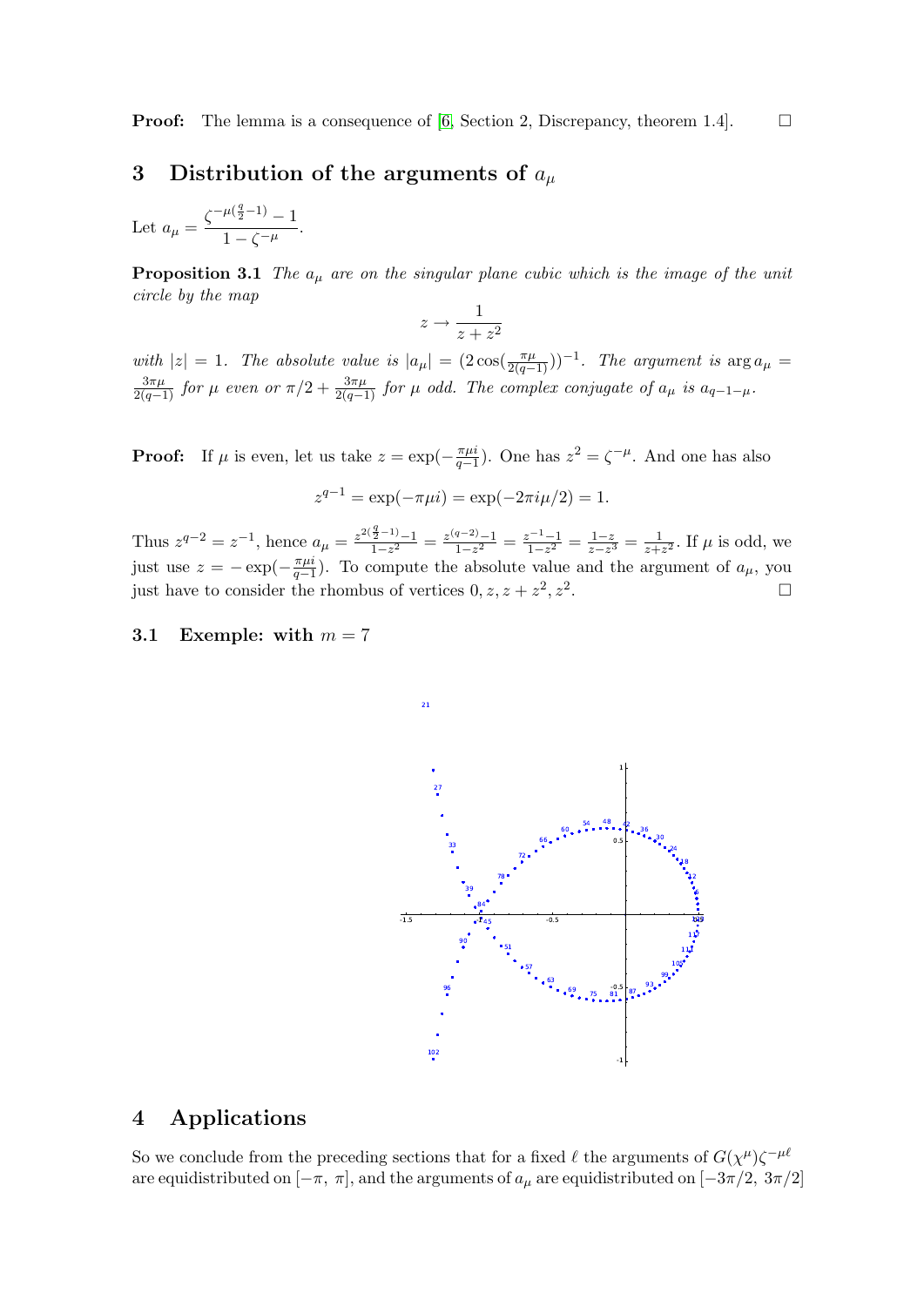**Proof:** The lemma is a consequence of [6, Section 2, Discrepancy, theorem 1.4]. □

## 3 Distribution of the arguments of $a_\mu$

Let $a_\mu = \dfrac{\zeta^{-\mu(\frac{q}{2}-1)} - 1}{1 - \zeta^{-\mu}}$.

**Proposition 3.1** *The $a_\mu$ are on the singular plane cubic which is the image of the unit circle by the map*

$$z \to \frac{1}{z + z^2}$$

*with $|z| = 1$. The absolute value is $|a_\mu| = (2\cos(\frac{\pi\mu}{2(q-1)}))^{-1}$. The argument is $\arg a_\mu = \frac{3\pi\mu}{2(q-1)}$ for $\mu$ even or $\pi/2 + \frac{3\pi\mu}{2(q-1)}$ for $\mu$ odd. The complex conjugate of $a_\mu$ is $a_{q-1-\mu}$.*

**Proof:** If $\mu$ is even, let us take $z = \exp(-\frac{\pi\mu i}{q-1})$. One has $z^2 = \zeta^{-\mu}$. And one has also

$$z^{q-1} = \exp(-\pi\mu i) = \exp(-2\pi i\mu/2) = 1.$$

Thus $z^{q-2} = z^{-1}$, hence $a_\mu = \frac{z^{2(\frac{q}{2}-1)}-1}{1-z^2} = \frac{z^{(q-2)}-1}{1-z^2} = \frac{z^{-1}-1}{1-z^2} = \frac{1-z}{z-z^3} = \frac{1}{z+z^2}$. If $\mu$ is odd, we just use $z = -\exp(-\frac{\pi\mu i}{q-1})$. To compute the absolute value and the argument of $a_\mu$, you just have to consider the rhombus of vertices $0, z, z+z^2, z^2$. □

### 3.1 Exemple: with $m = 7$

## 4 Applications

So we conclude from the preceding sections that for a fixed $\ell$ the arguments of $G(\chi^\mu)\zeta^{-\mu\ell}$ are equidistributed on $[-\pi,\ \pi]$, and the arguments of $a_\mu$ are equidistributed on $[-3\pi/2,\ 3\pi/2]$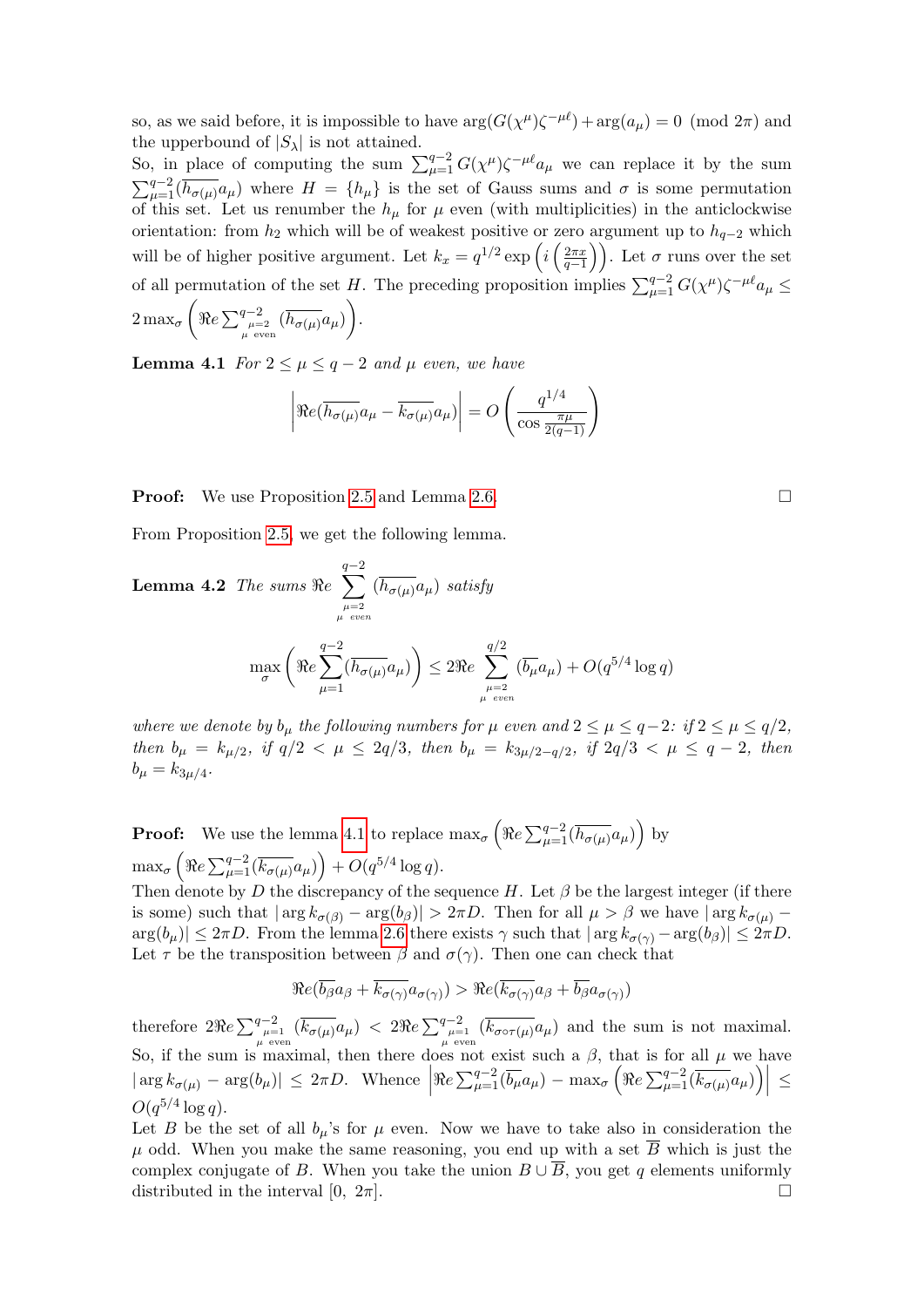so, as we said before, it is impossible to have $\arg(G(\chi^\mu)\zeta^{-\mu\ell}) + \arg(a_\mu) = 0 \pmod{2\pi}$ and the upperbound of $|S_\lambda|$ is not attained.
So, in place of computing the sum $\sum_{\mu=1}^{q-2} G(\chi^\mu)\zeta^{-\mu\ell}a_\mu$ we can replace it by the sum $\sum_{\mu=1}^{q-2}(\overline{h_{\sigma(\mu)}}a_\mu)$ where $H = \{h_\mu\}$ is the set of Gauss sums and $\sigma$ is some permutation of this set. Let us renumber the $h_\mu$ for $\mu$ even (with multiplicities) in the anticlockwise orientation: from $h_2$ which will be of weakest positive or zero argument up to $h_{q-2}$ which will be of higher positive argument. Let $k_x = q^{1/2}\exp\left(i\left(\frac{2\pi x}{q-1}\right)\right)$. Let $\sigma$ runs over the set of all permutation of the set $H$. The preceding proposition implies $\sum_{\mu=1}^{q-2} G(\chi^\mu)\zeta^{-\mu\ell}a_\mu \leq 2\max_\sigma\left(\Re e\sum_{\substack{\mu=2\\ \mu \text{ even}}}^{q-2}(\overline{h_{\sigma(\mu)}}a_\mu)\right)$.

**Lemma 4.1** *For $2 \leq \mu \leq q-2$ and $\mu$ even, we have*

$$\left|\Re e(\overline{h_{\sigma(\mu)}}a_\mu - \overline{k_{\sigma(\mu)}}a_\mu)\right| = O\left(\frac{q^{1/4}}{\cos\frac{\pi\mu}{2(q-1)}}\right)$$

**Proof:** We use Proposition 2.5 and Lemma 2.6. □

From Proposition 2.5, we get the following lemma.

**Lemma 4.2** *The sums $\Re e \sum_{\substack{\mu=2\\ \mu \text{ even}}}^{q-2}(\overline{h_{\sigma(\mu)}}a_\mu)$ satisfy*

$$\max_\sigma\left(\Re e\sum_{\mu=1}^{q-2}(\overline{h_{\sigma(\mu)}}a_\mu)\right) \leq 2\Re e\sum_{\substack{\mu=2\\ \mu \text{ even}}}^{q/2}(\overline{b_\mu}a_\mu) + O(q^{5/4}\log q)$$

*where we denote by $b_\mu$ the following numbers for $\mu$ even and $2 \leq \mu \leq q-2$: if $2 \leq \mu \leq q/2$, then $b_\mu = k_{\mu/2}$, if $q/2 < \mu \leq 2q/3$, then $b_\mu = k_{3\mu/2-q/2}$, if $2q/3 < \mu \leq q-2$, then $b_\mu = k_{3\mu/4}$.*

**Proof:** We use the lemma 4.1 to replace $\max_\sigma\left(\Re e\sum_{\mu=1}^{q-2}(\overline{h_{\sigma(\mu)}}a_\mu)\right)$ by $\max_\sigma\left(\Re e\sum_{\mu=1}^{q-2}(\overline{k_{\sigma(\mu)}}a_\mu)\right) + O(q^{5/4}\log q)$.
Then denote by $D$ the discrepancy of the sequence $H$. Let $\beta$ be the largest integer (if there is some) such that $|\arg k_{\sigma(\beta)} - \arg(b_\beta)| > 2\pi D$. Then for all $\mu > \beta$ we have $|\arg k_{\sigma(\mu)} - \arg(b_\mu)| \leq 2\pi D$. From the lemma 2.6 there exists $\gamma$ such that $|\arg k_{\sigma(\gamma)} - \arg(b_\beta)| \leq 2\pi D$. Let $\tau$ be the transposition between $\beta$ and $\sigma(\gamma)$. Then one can check that

$$\Re e(\overline{b_\beta}a_\beta + \overline{k_{\sigma(\gamma)}}a_{\sigma(\gamma)}) > \Re e(\overline{k_{\sigma(\gamma)}}a_\beta + \overline{b_\beta}a_{\sigma(\gamma)})$$

therefore $2\Re e\sum_{\substack{\mu=1\\ \mu \text{ even}}}^{q-2}(\overline{k_{\sigma(\mu)}}a_\mu) < 2\Re e\sum_{\substack{\mu=1\\ \mu \text{ even}}}^{q-2}(\overline{k_{\sigma\circ\tau(\mu)}}a_\mu)$ and the sum is not maximal. So, if the sum is maximal, then there does not exist such a $\beta$, that is for all $\mu$ we have $|\arg k_{\sigma(\mu)} - \arg(b_\mu)| \leq 2\pi D$. Whence $\left|\Re e\sum_{\mu=1}^{q-2}(\overline{b_\mu}a_\mu) - \max_\sigma\left(\Re e\sum_{\mu=1}^{q-2}(\overline{k_{\sigma(\mu)}}a_\mu)\right)\right| \leq O(q^{5/4}\log q)$.
Let $B$ be the set of all $b_\mu$'s for $\mu$ even. Now we have to take also in consideration the $\mu$ odd. When you make the same reasoning, you end up with a set $\overline{B}$ which is just the complex conjugate of $B$. When you take the union $B \cup \overline{B}$, you get $q$ elements uniformly distributed in the interval $[0,\ 2\pi]$. □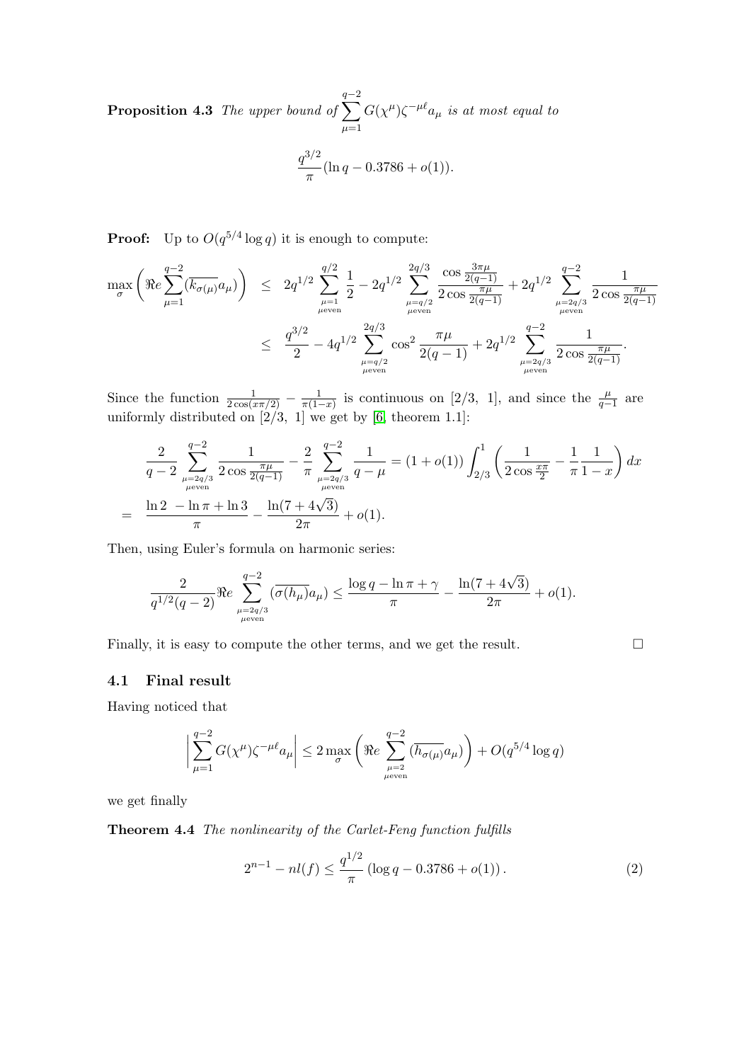**Proposition 4.3** *The upper bound of* $\sum_{\mu=1}^{q-2} G(\chi^\mu)\zeta^{-\mu\ell}a_\mu$ *is at most equal to*

$$\frac{q^{3/2}}{\pi}(\ln q - 0.3786 + o(1)).$$

**Proof:** Up to $O(q^{5/4}\log q)$ it is enough to compute:

$$\begin{aligned}
\max_\sigma \left( \Re e \sum_{\mu=1}^{q-2} (\overline{k_{\sigma(\mu)}} a_\mu) \right) &\leq 2q^{1/2} \sum_{\substack{\mu=1 \\ \mu \text{even}}}^{q/2} \frac{1}{2} - 2q^{1/2} \sum_{\substack{\mu=q/2 \\ \mu \text{even}}}^{2q/3} \frac{\cos \frac{3\pi\mu}{2(q-1)}}{2\cos\frac{\pi\mu}{2(q-1)}} + 2q^{1/2} \sum_{\substack{\mu=2q/3 \\ \mu \text{even}}}^{q-2} \frac{1}{2\cos\frac{\pi\mu}{2(q-1)}} \\
&\leq \frac{q^{3/2}}{2} - 4q^{1/2} \sum_{\substack{\mu=q/2 \\ \mu \text{even}}}^{2q/3} \cos^2 \frac{\pi\mu}{2(q-1)} + 2q^{1/2} \sum_{\substack{\mu=2q/3 \\ \mu \text{even}}}^{q-2} \frac{1}{2\cos\frac{\pi\mu}{2(q-1)}}.
\end{aligned}$$

Since the function $\frac{1}{2\cos(x\pi/2)} - \frac{1}{\pi(1-x)}$ is continuous on $[2/3,\ 1]$, and since the $\frac{\mu}{q-1}$ are uniformly distributed on $[2/3,\ 1]$ we get by [6, theorem 1.1]:

$$\begin{aligned}
&\frac{2}{q-2} \sum_{\substack{\mu=2q/3 \\ \mu \text{even}}}^{q-2} \frac{1}{2\cos\frac{\pi\mu}{2(q-1)}} - \frac{2}{\pi} \sum_{\substack{\mu=2q/3 \\ \mu \text{even}}}^{q-2} \frac{1}{q-\mu} = (1+o(1)) \int_{2/3}^{1} \left( \frac{1}{2\cos\frac{x\pi}{2}} - \frac{1}{\pi}\frac{1}{1-x} \right) dx \\
=\ & \frac{\ln 2\ - \ln\pi + \ln 3}{\pi} - \frac{\ln(7+4\sqrt{3})}{2\pi} + o(1).
\end{aligned}$$

Then, using Euler's formula on harmonic series:

$$\frac{2}{q^{1/2}(q-2)} \Re e \sum_{\substack{\mu=2q/3 \\ \mu \text{even}}}^{q-2} (\overline{\sigma(h_\mu)} a_\mu) \leq \frac{\log q - \ln\pi + \gamma}{\pi} - \frac{\ln(7+4\sqrt{3})}{2\pi} + o(1).$$

Finally, it is easy to compute the other terms, and we get the result. $\square$

### 4.1 Final result

Having noticed that

$$\left| \sum_{\mu=1}^{q-2} G(\chi^\mu)\zeta^{-\mu\ell}a_\mu \right| \leq 2\max_\sigma \left( \Re e \sum_{\substack{\mu=2 \\ \mu \text{even}}}^{q-2} (\overline{h_{\sigma(\mu)}} a_\mu) \right) + O(q^{5/4}\log q)$$

we get finally

**Theorem 4.4** *The nonlinearity of the Carlet-Feng function fulfills*

$$2^{n-1} - nl(f) \leq \frac{q^{1/2}}{\pi}\left(\log q - 0.3786 + o(1)\right). \tag{2}$$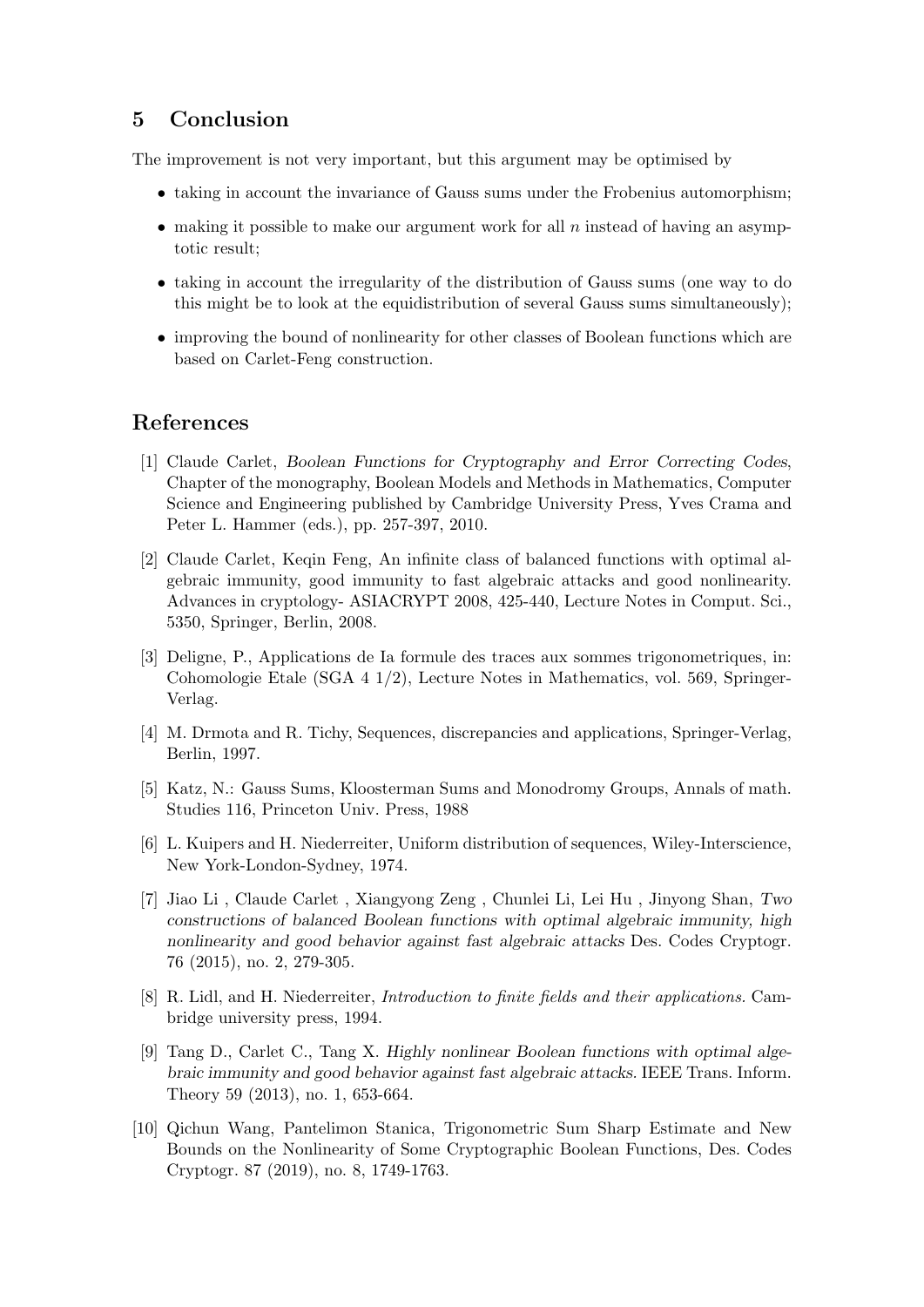## 5 Conclusion

The improvement is not very important, but this argument may be optimised by

- taking in account the invariance of Gauss sums under the Frobenius automorphism;
- making it possible to make our argument work for all $n$ instead of having an asymptotic result;
- taking in account the irregularity of the distribution of Gauss sums (one way to do this might be to look at the equidistribution of several Gauss sums simultaneously);
- improving the bound of nonlinearity for other classes of Boolean functions which are based on Carlet-Feng construction.

## References

[1] Claude Carlet, *Boolean Functions for Cryptography and Error Correcting Codes*, Chapter of the monography, Boolean Models and Methods in Mathematics, Computer Science and Engineering published by Cambridge University Press, Yves Crama and Peter L. Hammer (eds.), pp. 257-397, 2010.

[2] Claude Carlet, Keqin Feng, An infinite class of balanced functions with optimal algebraic immunity, good immunity to fast algebraic attacks and good nonlinearity. Advances in cryptology- ASIACRYPT 2008, 425-440, Lecture Notes in Comput. Sci., 5350, Springer, Berlin, 2008.

[3] Deligne, P., Applications de Ia formule des traces aux sommes trigonometriques, in: Cohomologie Etale (SGA 4 1/2), Lecture Notes in Mathematics, vol. 569, Springer-Verlag.

[4] M. Drmota and R. Tichy, Sequences, discrepancies and applications, Springer-Verlag, Berlin, 1997.

[5] Katz, N.: Gauss Sums, Kloosterman Sums and Monodromy Groups, Annals of math. Studies 116, Princeton Univ. Press, 1988

[6] L. Kuipers and H. Niederreiter, Uniform distribution of sequences, Wiley-Interscience, New York-London-Sydney, 1974.

[7] Jiao Li , Claude Carlet , Xiangyong Zeng , Chunlei Li, Lei Hu , Jinyong Shan, *Two constructions of balanced Boolean functions with optimal algebraic immunity, high nonlinearity and good behavior against fast algebraic attacks* Des. Codes Cryptogr. 76 (2015), no. 2, 279-305.

[8] R. Lidl, and H. Niederreiter, *Introduction to finite fields and their applications.* Cambridge university press, 1994.

[9] Tang D., Carlet C., Tang X. *Highly nonlinear Boolean functions with optimal algebraic immunity and good behavior against fast algebraic attacks.* IEEE Trans. Inform. Theory 59 (2013), no. 1, 653-664.

[10] Qichun Wang, Pantelimon Stanica, Trigonometric Sum Sharp Estimate and New Bounds on the Nonlinearity of Some Cryptographic Boolean Functions, Des. Codes Cryptogr. 87 (2019), no. 8, 1749-1763.